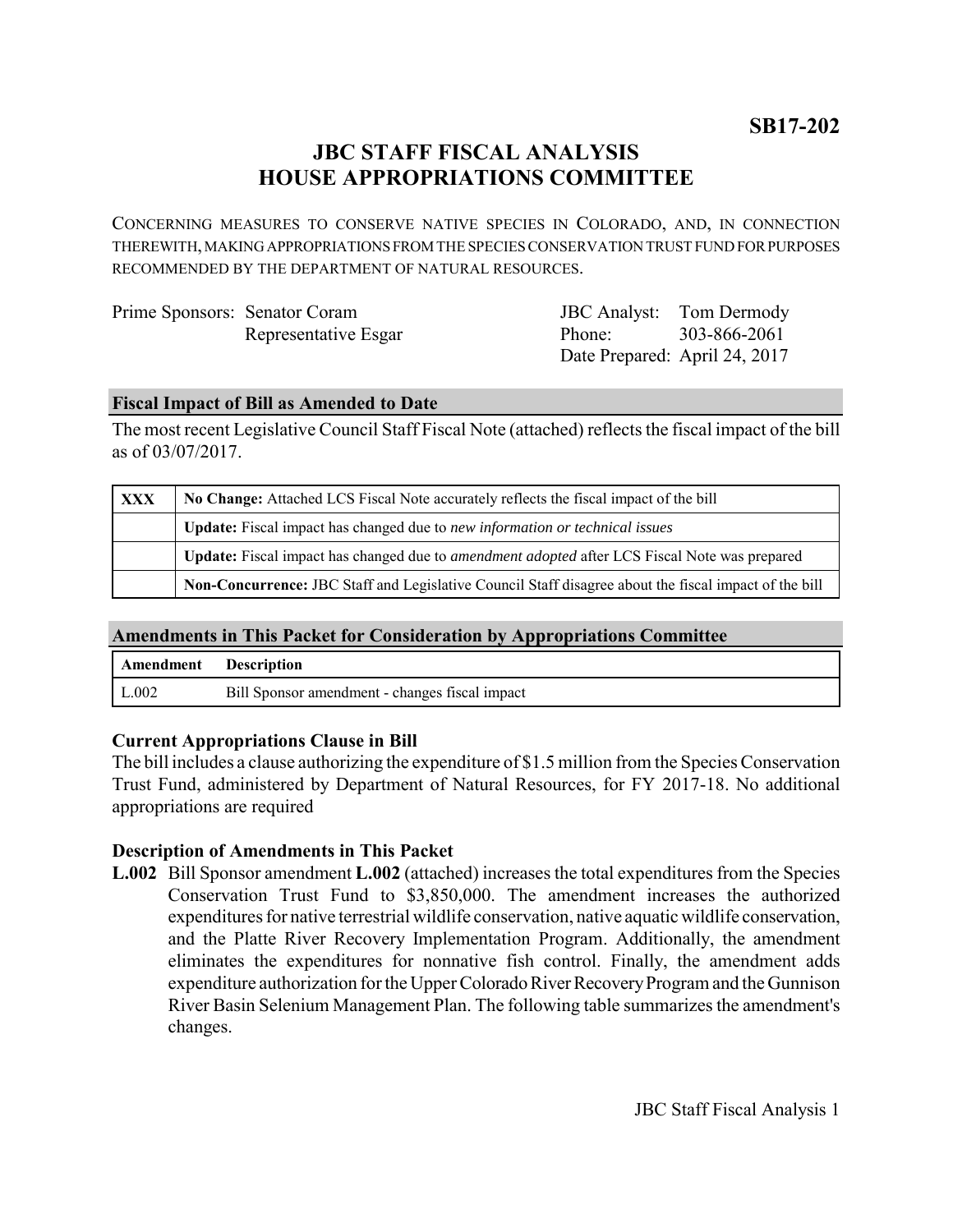**SB17-202**

# JBC STAFF FISCAL ANALYSIS
# HOUSE APPROPRIATIONS COMMITTEE

CONCERNING MEASURES TO CONSERVE NATIVE SPECIES IN COLORADO, AND, IN CONNECTION THEREWITH, MAKING APPROPRIATIONS FROM THE SPECIES CONSERVATION TRUST FUND FOR PURPOSES RECOMMENDED BY THE DEPARTMENT OF NATURAL RESOURCES.

| | | | |
|---|---|---|---|
| Prime Sponsors: | Senator Coram | JBC Analyst: | Tom Dermody |
| | Representative Esgar | Phone: | 303-866-2061 |
| | | Date Prepared: | April 24, 2017 |

### Fiscal Impact of Bill as Amended to Date

The most recent Legislative Council Staff Fiscal Note (attached) reflects the fiscal impact of the bill as of 03/07/2017.

| | |
|---|---|
| **XXX** | **No Change:** Attached LCS Fiscal Note accurately reflects the fiscal impact of the bill |
| | **Update:** Fiscal impact has changed due to *new information or technical issues* |
| | **Update:** Fiscal impact has changed due to *amendment adopted* after LCS Fiscal Note was prepared |
| | **Non-Concurrence:** JBC Staff and Legislative Council Staff disagree about the fiscal impact of the bill |

### Amendments in This Packet for Consideration by Appropriations Committee

| Amendment | Description |
|---|---|
| L.002 | Bill Sponsor amendment - changes fiscal impact |

### Current Appropriations Clause in Bill

The bill includes a clause authorizing the expenditure of $1.5 million from the Species Conservation Trust Fund, administered by Department of Natural Resources, for FY 2017-18. No additional appropriations are required

### Description of Amendments in This Packet

**L.002** Bill Sponsor amendment **L.002** (attached) increases the total expenditures from the Species Conservation Trust Fund to $3,850,000. The amendment increases the authorized expenditures for native terrestrial wildlife conservation, native aquatic wildlife conservation, and the Platte River Recovery Implementation Program. Additionally, the amendment eliminates the expenditures for nonnative fish control. Finally, the amendment adds expenditure authorization for the Upper Colorado River Recovery Program and the Gunnison River Basin Selenium Management Plan. The following table summarizes the amendment's changes.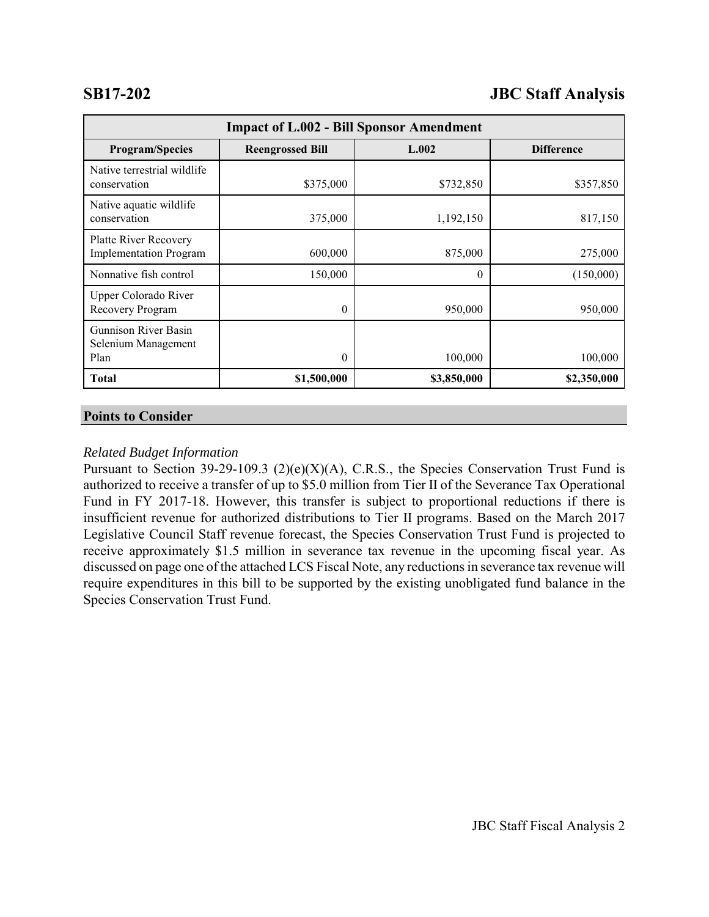| Impact of L.002 - Bill Sponsor Amendment | | | |
|---|---|---|---|
| **Program/Species** | **Reengrossed Bill** | **L.002** | **Difference** |
| Native terrestrial wildlife conservation | $375,000 | $732,850 | $357,850 |
| Native aquatic wildlife conservation | 375,000 | 1,192,150 | 817,150 |
| Platte River Recovery Implementation Program | 600,000 | 875,000 | 275,000 |
| Nonnative fish control | 150,000 | 0 | (150,000) |
| Upper Colorado River Recovery Program | 0 | 950,000 | 950,000 |
| Gunnison River Basin Selenium Management Plan | 0 | 100,000 | 100,000 |
| **Total** | **$1,500,000** | **$3,850,000** | **$2,350,000** |

## Points to Consider

*Related Budget Information*

Pursuant to Section 39-29-109.3 (2)(e)(X)(A), C.R.S., the Species Conservation Trust Fund is authorized to receive a transfer of up to $5.0 million from Tier II of the Severance Tax Operational Fund in FY 2017-18. However, this transfer is subject to proportional reductions if there is insufficient revenue for authorized distributions to Tier II programs. Based on the March 2017 Legislative Council Staff revenue forecast, the Species Conservation Trust Fund is projected to receive approximately $1.5 million in severance tax revenue in the upcoming fiscal year. As discussed on page one of the attached LCS Fiscal Note, any reductions in severance tax revenue will require expenditures in this bill to be supported by the existing unobligated fund balance in the Species Conservation Trust Fund.